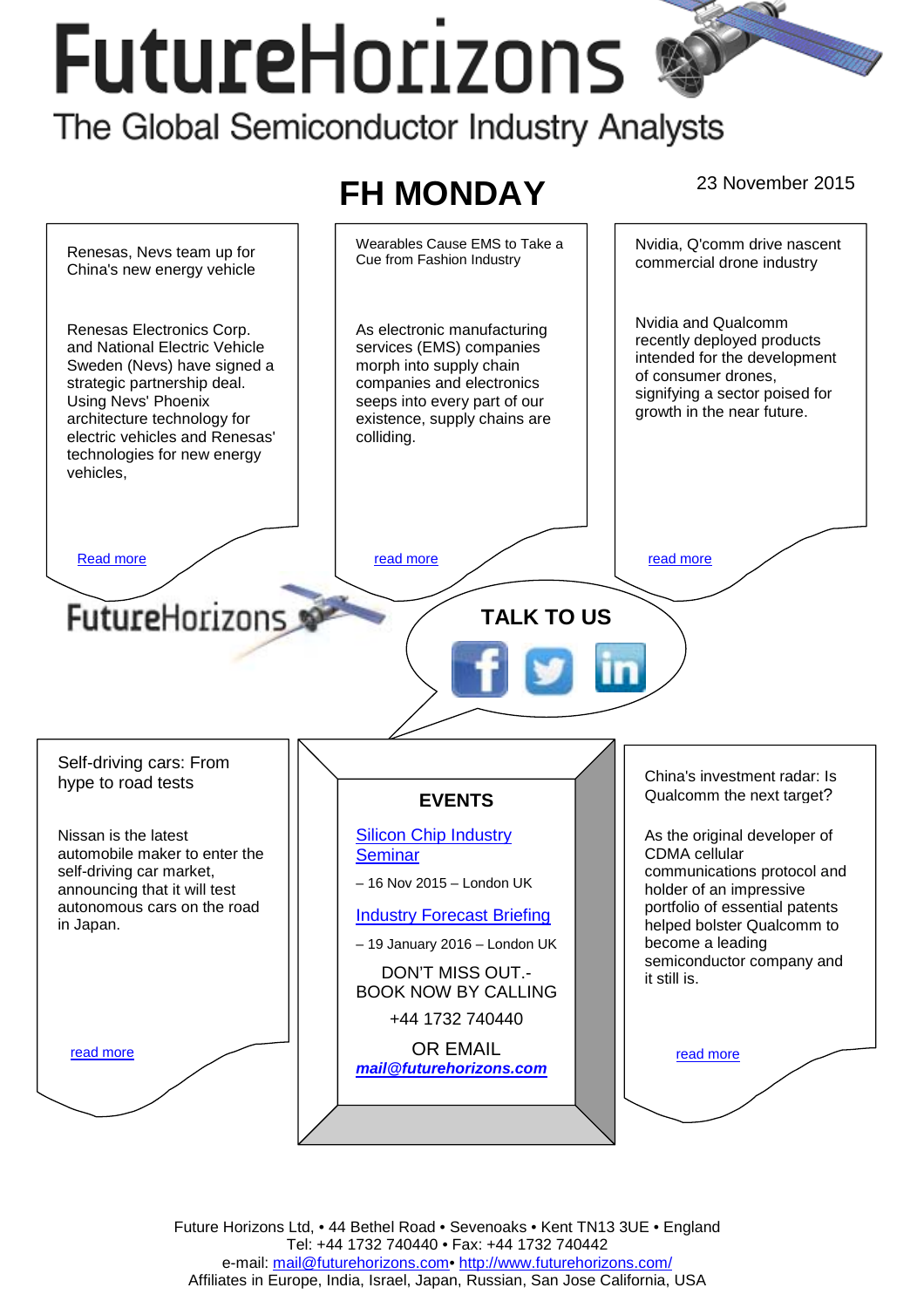# FutureHorizons

The Global Semiconductor Industry Analysts

## FH MONDAY

23 November 2015

### Renesas, Nevs team up for China's new energy vehicle

Renesas Electronics Corp. and National Electric Vehicle Sweden (Nevs) have signed a strategic partnership deal. Using Nevs' Phoenix architecture technology for electric vehicles and Renesas' technologies for new energy vehicles,

Read more

### Wearables Cause EMS to Take a Cue from Fashion Industry

As electronic manufacturing services (EMS) companies morph into supply chain companies and electronics seeps into every part of our existence, supply chains are colliding.

read more

### Nvidia, Q'comm drive nascent commercial drone industry

Nvidia and Qualcomm recently deployed products intended for the development of consumer drones, signifying a sector poised for growth in the near future.

read more

FutureHorizons

**TALK TO US**

### Self-driving cars: From hype to road tests

Nissan is the latest automobile maker to enter the self-driving car market, announcing that it will test autonomous cars on the road in Japan.

read more

### EVENTS

Silicon Chip Industry Seminar

– 16 Nov 2015 – London UK

Industry Forecast Briefing

– 19 January 2016 – London UK

DON'T MISS OUT.- BOOK NOW BY CALLING

+44 1732 740440

OR EMAIL

***mail@futurehorizons.com***

### China's investment radar: Is Qualcomm the next target?

As the original developer of CDMA cellular communications protocol and holder of an impressive portfolio of essential patents helped bolster Qualcomm to become a leading semiconductor company and it still is.

read more

Future Horizons Ltd, • 44 Bethel Road • Sevenoaks • Kent TN13 3UE • England
Tel: +44 1732 740440 • Fax: +44 1732 740442
e-mail: mail@futurehorizons.com• http://www.futurehorizons.com/
Affiliates in Europe, India, Israel, Japan, Russian, San Jose California, USA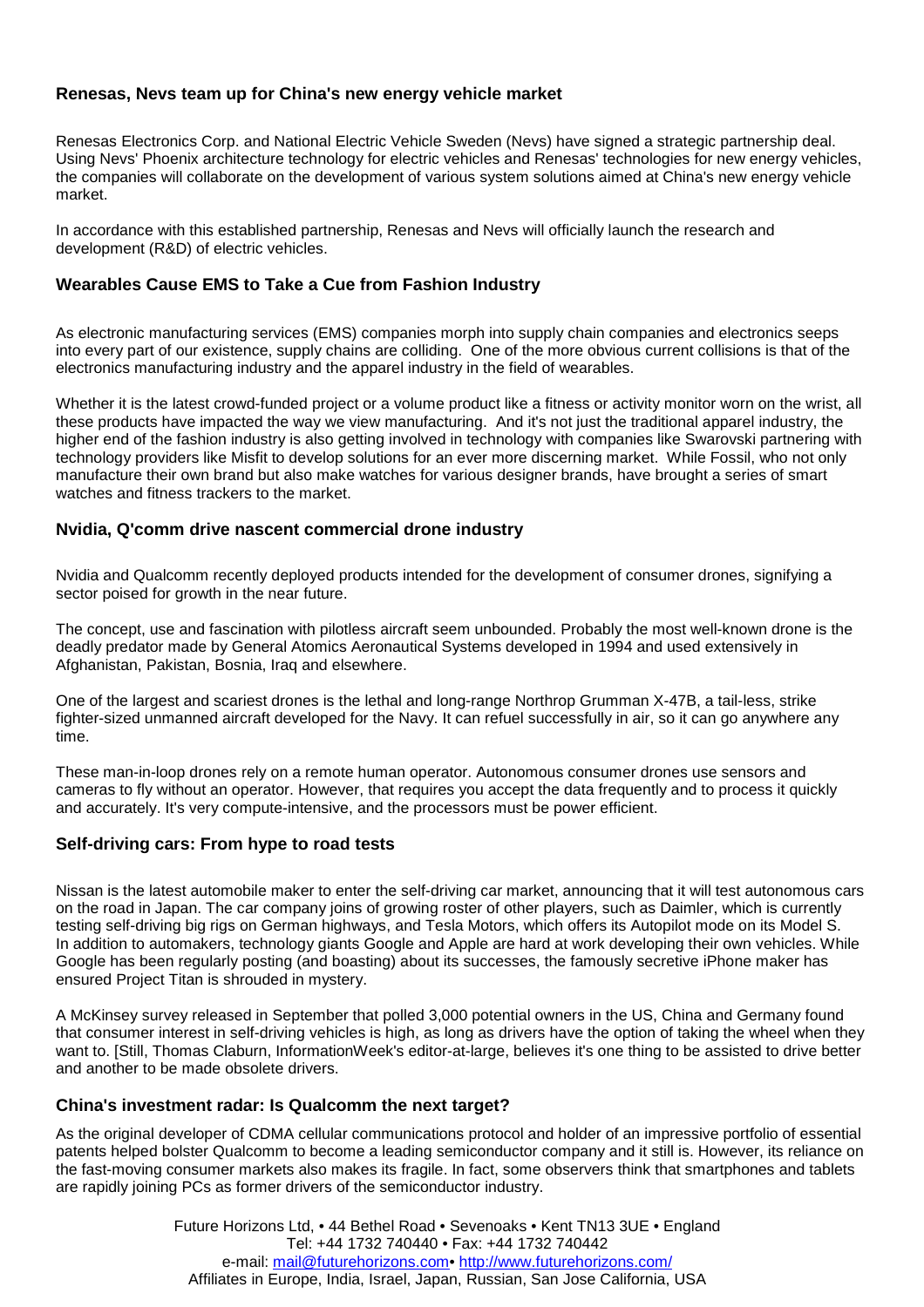### Renesas, Nevs team up for China's new energy vehicle market

Renesas Electronics Corp. and National Electric Vehicle Sweden (Nevs) have signed a strategic partnership deal. Using Nevs' Phoenix architecture technology for electric vehicles and Renesas' technologies for new energy vehicles, the companies will collaborate on the development of various system solutions aimed at China's new energy vehicle market.

In accordance with this established partnership, Renesas and Nevs will officially launch the research and development (R&D) of electric vehicles.

### Wearables Cause EMS to Take a Cue from Fashion Industry

As electronic manufacturing services (EMS) companies morph into supply chain companies and electronics seeps into every part of our existence, supply chains are colliding. One of the more obvious current collisions is that of the electronics manufacturing industry and the apparel industry in the field of wearables.

Whether it is the latest crowd-funded project or a volume product like a fitness or activity monitor worn on the wrist, all these products have impacted the way we view manufacturing. And it's not just the traditional apparel industry, the higher end of the fashion industry is also getting involved in technology with companies like Swarovski partnering with technology providers like Misfit to develop solutions for an ever more discerning market. While Fossil, who not only manufacture their own brand but also make watches for various designer brands, have brought a series of smart watches and fitness trackers to the market.

### Nvidia, Q'comm drive nascent commercial drone industry

Nvidia and Qualcomm recently deployed products intended for the development of consumer drones, signifying a sector poised for growth in the near future.

The concept, use and fascination with pilotless aircraft seem unbounded. Probably the most well-known drone is the deadly predator made by General Atomics Aeronautical Systems developed in 1994 and used extensively in Afghanistan, Pakistan, Bosnia, Iraq and elsewhere.

One of the largest and scariest drones is the lethal and long-range Northrop Grumman X-47B, a tail-less, strike fighter-sized unmanned aircraft developed for the Navy. It can refuel successfully in air, so it can go anywhere any time.

These man-in-loop drones rely on a remote human operator. Autonomous consumer drones use sensors and cameras to fly without an operator. However, that requires you accept the data frequently and to process it quickly and accurately. It's very compute-intensive, and the processors must be power efficient.

### Self-driving cars: From hype to road tests

Nissan is the latest automobile maker to enter the self-driving car market, announcing that it will test autonomous cars on the road in Japan. The car company joins of growing roster of other players, such as Daimler, which is currently testing self-driving big rigs on German highways, and Tesla Motors, which offers its Autopilot mode on its Model S. In addition to automakers, technology giants Google and Apple are hard at work developing their own vehicles. While Google has been regularly posting (and boasting) about its successes, the famously secretive iPhone maker has ensured Project Titan is shrouded in mystery.

A McKinsey survey released in September that polled 3,000 potential owners in the US, China and Germany found that consumer interest in self-driving vehicles is high, as long as drivers have the option of taking the wheel when they want to. [Still, Thomas Claburn, InformationWeek's editor-at-large, believes it's one thing to be assisted to drive better and another to be made obsolete drivers.

### China's investment radar: Is Qualcomm the next target?

As the original developer of CDMA cellular communications protocol and holder of an impressive portfolio of essential patents helped bolster Qualcomm to become a leading semiconductor company and it still is. However, its reliance on the fast-moving consumer markets also makes its fragile. In fact, some observers think that smartphones and tablets are rapidly joining PCs as former drivers of the semiconductor industry.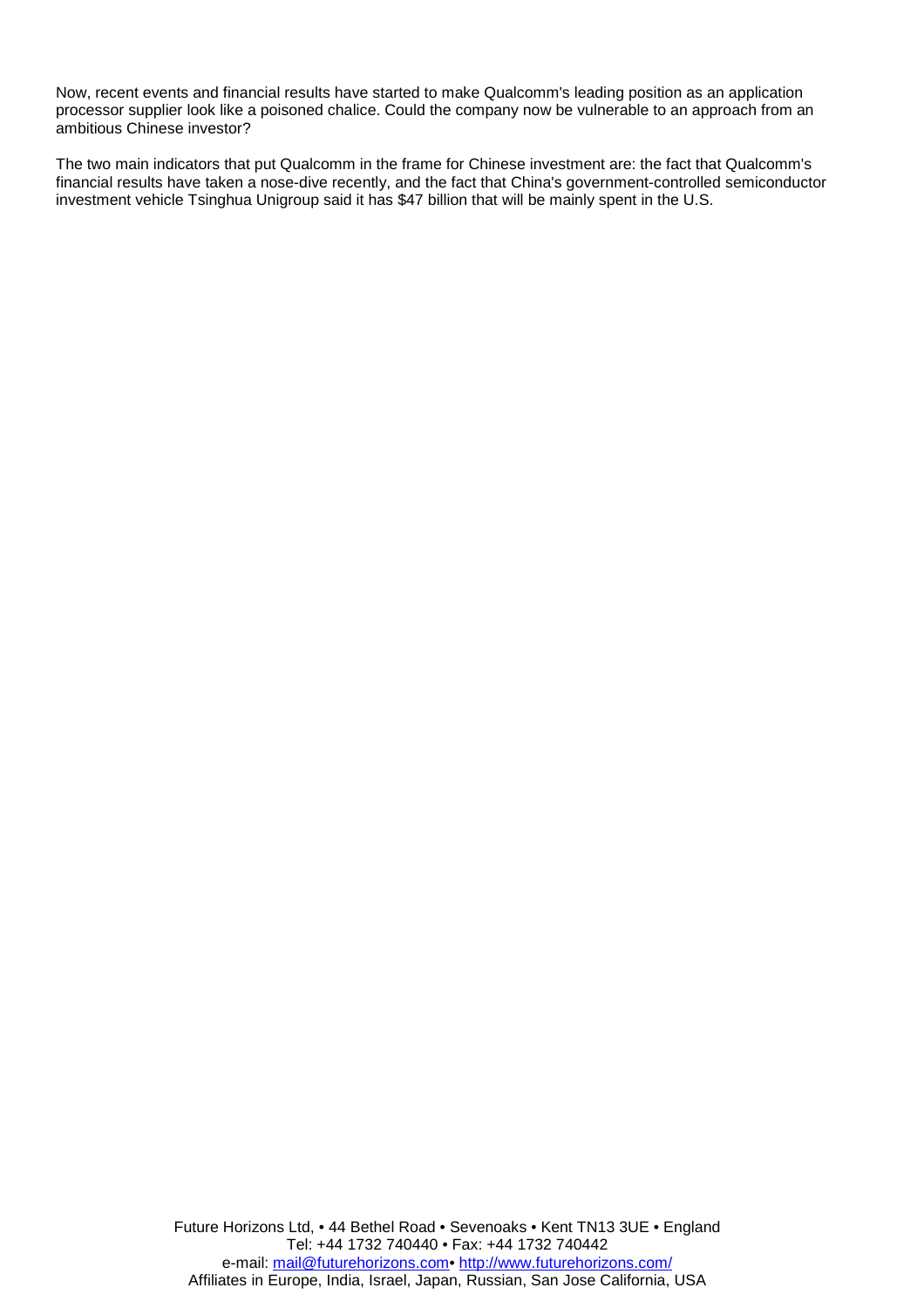Now, recent events and financial results have started to make Qualcomm's leading position as an application processor supplier look like a poisoned chalice. Could the company now be vulnerable to an approach from an ambitious Chinese investor?

The two main indicators that put Qualcomm in the frame for Chinese investment are: the fact that Qualcomm's financial results have taken a nose-dive recently, and the fact that China's government-controlled semiconductor investment vehicle Tsinghua Unigroup said it has $47 billion that will be mainly spent in the U.S.